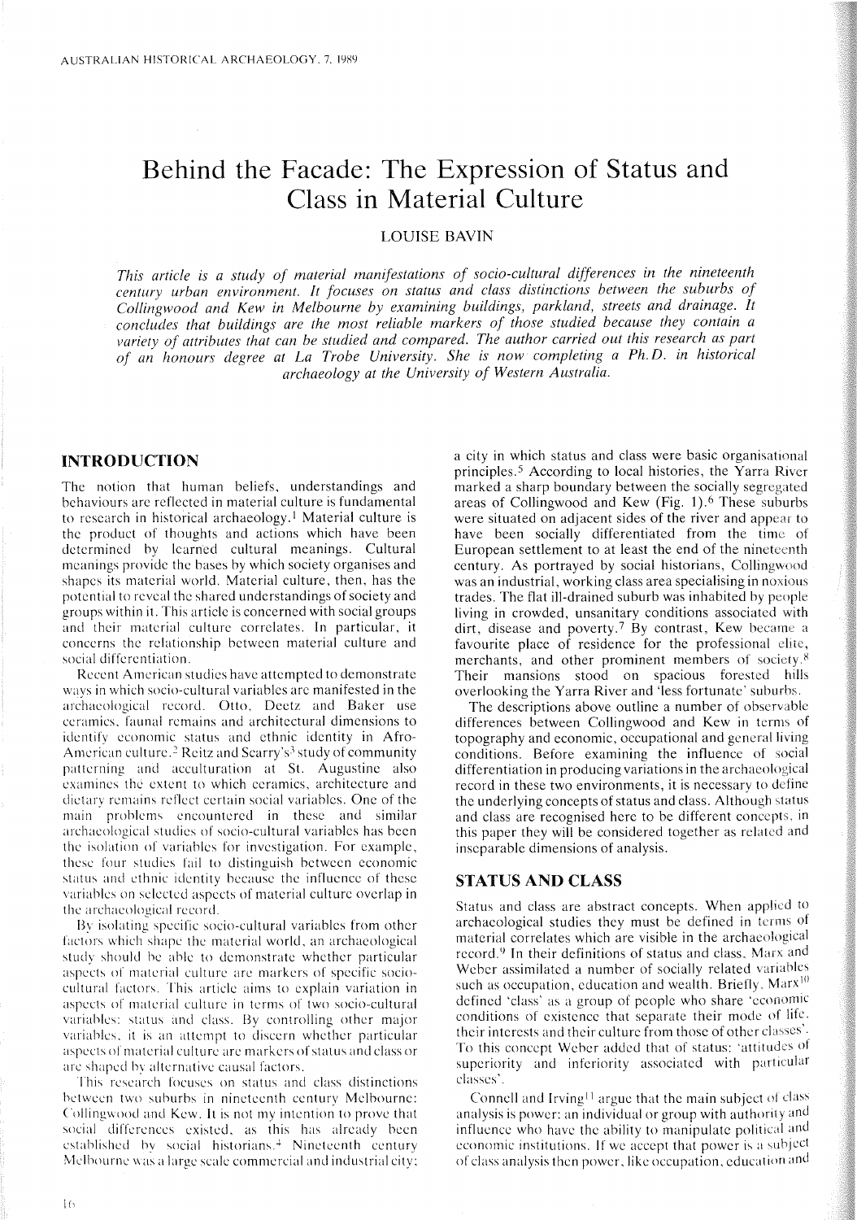# Behind the Facade: The Expression of Status and Class in Material Culture

LOUISE BAVIN

*This article is a study of material manifestations of socio-cultural differences in the nineteenth century urban environment. It focuses on status and class distinctions between the suburbs of Collingwood and Kew in Melbourne by examining buildings, parkland, streets and drainage. It concludes that buildings are the most reliable markers of those studied because they contain a variety of attributes that can be studied and compared. The author carried out this research as part of an honours degree at La Trobe University. She is now completing a Ph.D. in historical archaeology at the University of Western Australia.*

## INTRODUCTION

The notion that human beliefs, understandings and behaviours are reflected in material culture is fundamental to research in historical archaeology.[1] Material culture is the product of thoughts and actions which have been determined by learned cultural meanings. Cultural meanings provide the bases by which society organises and shapes its material world. Material culture, then, has the potential to reveal the shared understandings of society and groups within it. This article is concerned with social groups and their material culture correlates. In particular, it concerns the relationship between material culture and social differentiation.

Recent American studies have attempted to demonstrate ways in which socio-cultural variables are manifested in the archaeological record. Otto, Deetz and Baker use ceramics, faunal remains and architectural dimensions to identify economic status and ethnic identity in Afro-American culture.[2] Reitz and Scarry's[3] study of community patterning and acculturation at St. Augustine also examines the extent to which ceramics, architecture and dietary remains reflect certain social variables. One of the main problems encountered in these and similar archaeological studies of socio-cultural variables has been the isolation of variables for investigation. For example, these four studies fail to distinguish between economic status and ethnic identity because the influence of these variables on selected aspects of material culture overlap in the archaeological record.

By isolating specific socio-cultural variables from other factors which shape the material world, an archaeological study should be able to demonstrate whether particular aspects of material culture are markers of specific socio-cultural factors. This article aims to explain variation in aspects of material culture in terms of two socio-cultural variables: status and class. By controlling other major variables, it is an attempt to discern whether particular aspects of material culture are markers of status and class or are shaped by alternative causal factors.

This research focuses on status and class distinctions between two suburbs in nineteenth century Melbourne: Collingwood and Kew. It is not my intention to prove that social differences existed, as this has already been established by social historians.[4] Nineteenth century Melbourne was a large scale commercial and industrial city; a city in which status and class were basic organisational principles.[5] According to local histories, the Yarra River marked a sharp boundary between the socially segregated areas of Collingwood and Kew (Fig. 1).[6] These suburbs were situated on adjacent sides of the river and appear to have been socially differentiated from the time of European settlement to at least the end of the nineteenth century. As portrayed by social historians, Collingwood was an industrial, working class area specialising in noxious trades. The flat ill-drained suburb was inhabited by people living in crowded, unsanitary conditions associated with dirt, disease and poverty.[7] By contrast, Kew became a favourite place of residence for the professional elite, merchants, and other prominent members of society.[8] Their mansions stood on spacious forested hills overlooking the Yarra River and 'less fortunate' suburbs.

The descriptions above outline a number of observable differences between Collingwood and Kew in terms of topography and economic, occupational and general living conditions. Before examining the influence of social differentiation in producing variations in the archaeological record in these two environments, it is necessary to define the underlying concepts of status and class. Although status and class are recognised here to be different concepts, in this paper they will be considered together as related and inseparable dimensions of analysis.

## STATUS AND CLASS

Status and class are abstract concepts. When applied to archaeological studies they must be defined in terms of material correlates which are visible in the archaeological record.[9] In their definitions of status and class, Marx and Weber assimilated a number of socially related variables such as occupation, education and wealth. Briefly, Marx[10] defined 'class' as a group of people who share 'economic conditions of existence that separate their mode of life, their interests and their culture from those of other classes'. To this concept Weber added that of status: 'attitudes of superiority and inferiority associated with particular classes'.

Connell and Irving[11] argue that the main subject of class analysis is power: an individual or group with authority and influence who have the ability to manipulate political and economic institutions. If we accept that power is a subject of class analysis then power, like occupation, education and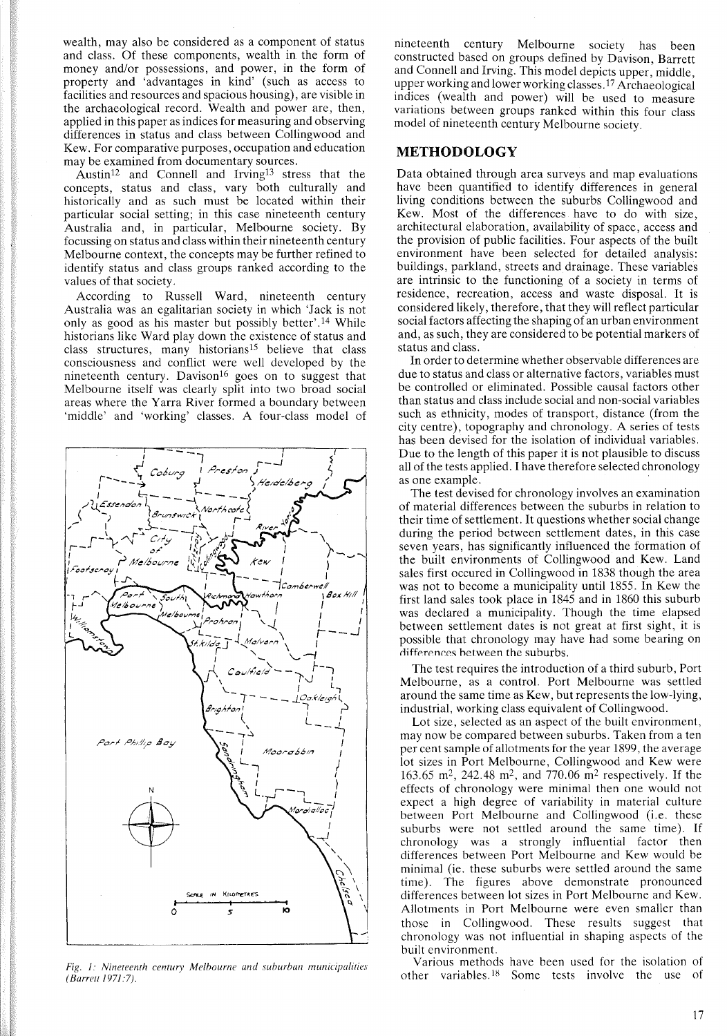wealth, may also be considered as a component of status and class. Of these components, wealth in the form of money and/or possessions, and power, in the form of property and 'advantages in kind' (such as access to facilities and resources and spacious housing), are visible in the archaeological record. Wealth and power are, then, applied in this paper as indices for measuring and observing differences in status and class between Collingwood and Kew. For comparative purposes, occupation and education may be examined from documentary sources.

Austin[12] and Connell and Irving[13] stress that the concepts, status and class, vary both culturally and historically and as such must be located within their particular social setting; in this case nineteenth century Australia and, in particular, Melbourne society. By focussing on status and class within their nineteenth century Melbourne context, the concepts may be further refined to identify status and class groups ranked according to the values of that society.

According to Russell Ward, nineteenth century Australia was an egalitarian society in which 'Jack is not only as good as his master but possibly better'.[14] While historians like Ward play down the existence of status and class structures, many historians[15] believe that class consciousness and conflict were well developed by the nineteenth century. Davison[16] goes on to suggest that Melbourne itself was clearly split into two broad social areas where the Yarra River formed a boundary between 'middle' and 'working' classes. A four-class model of nineteenth century Melbourne society has been constructed based on groups defined by Davison, Barrett and Connell and Irving. This model depicts upper, middle, upper working and lower working classes.[17] Archaeological indices (wealth and power) will be used to measure variations between groups ranked within this four class model of nineteenth century Melbourne society.

*Fig. 1: Nineteenth century Melbourne and suburban municipalities (Barrett 1971:7).*

## METHODOLOGY

Data obtained through area surveys and map evaluations have been quantified to identify differences in general living conditions between the suburbs Collingwood and Kew. Most of the differences have to do with size, architectural elaboration, availability of space, access and the provision of public facilities. Four aspects of the built environment have been selected for detailed analysis: buildings, parkland, streets and drainage. These variables are intrinsic to the functioning of a society in terms of residence, recreation, access and waste disposal. It is considered likely, therefore, that they will reflect particular social factors affecting the shaping of an urban environment and, as such, they are considered to be potential markers of status and class.

In order to determine whether observable differences are due to status and class or alternative factors, variables must be controlled or eliminated. Possible causal factors other than status and class include social and non-social variables such as ethnicity, modes of transport, distance (from the city centre), topography and chronology. A series of tests has been devised for the isolation of individual variables. Due to the length of this paper it is not plausible to discuss all of the tests applied. I have therefore selected chronology as one example.

The test devised for chronology involves an examination of material differences between the suburbs in relation to their time of settlement. It questions whether social change during the period between settlement dates, in this case seven years, has significantly influenced the formation of the built environments of Collingwood and Kew. Land sales first occured in Collingwood in 1838 though the area was not to become a municipality until 1855. In Kew the first land sales took place in 1845 and in 1860 this suburb was declared a municipality. Though the time elapsed between settlement dates is not great at first sight, it is possible that chronology may have had some bearing on differences between the suburbs.

The test requires the introduction of a third suburb, Port Melbourne, as a control. Port Melbourne was settled around the same time as Kew, but represents the low-lying, industrial, working class equivalent of Collingwood.

Lot size, selected as an aspect of the built environment, may now be compared between suburbs. Taken from a ten per cent sample of allotments for the year 1899, the average lot sizes in Port Melbourne, Collingwood and Kew were 163.65 m$^2$, 242.48 m$^2$, and 770.06 m$^2$ respectively. If the effects of chronology were minimal then one would not expect a high degree of variability in material culture between Port Melbourne and Collingwood (i.e. these suburbs were not settled around the same time). If chronology was a strongly influential factor then differences between Port Melbourne and Kew would be minimal (ie. these suburbs were settled around the same time). The figures above demonstrate pronounced differences between lot sizes in Port Melbourne and Kew. Allotments in Port Melbourne were even smaller than those in Collingwood. These results suggest that chronology was not influential in shaping aspects of the built environment.

Various methods have been used for the isolation of other variables.[18] Some tests involve the use of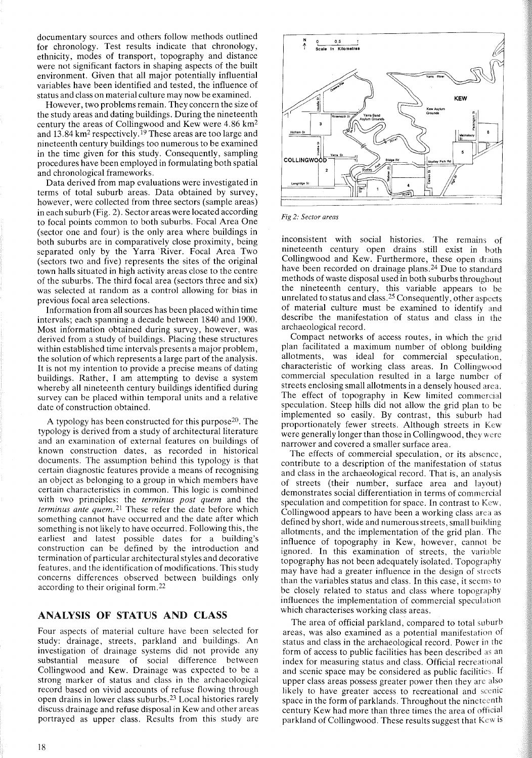documentary sources and others follow methods outlined for chronology. Test results indicate that chronology, ethnicity, modes of transport, topography and distance were not significant factors in shaping aspects of the built environment. Given that all major potentially influential variables have been identified and tested, the influence of status and class on material culture may now be examined.

However, two problems remain. They concern the size of the study areas and dating buildings. During the nineteenth century the areas of Collingwood and Kew were 4.86 km$^2$ and 13.84 km$^2$ respectively.[19] These areas are too large and nineteenth century buildings too numerous to be examined in the time given for this study. Consequently, sampling procedures have been employed in formulating both spatial and chronological frameworks.

Data derived from map evaluations were investigated in terms of total suburb areas. Data obtained by survey, however, were collected from three sectors (sample areas) in each suburb (Fig. 2). Sector areas were located according to focal points common to both suburbs. Focal Area One (sector one and four) is the only area where buildings in both suburbs are in comparatively close proximity, being separated only by the Yarra River. Focal Area Two (sectors two and five) represents the sites of the original town halls situated in high activity areas close to the centre of the suburbs. The third focal area (sectors three and six) was selected at random as a control allowing for bias in previous focal area selections.

Information from all sources has been placed within time intervals; each spanning a decade between 1840 and 1900. Most information obtained during survey, however, was derived from a study of buildings. Placing these structures within established time intervals presents a major problem, the solution of which represents a large part of the analysis. It is not my intention to provide a precise means of dating buildings. Rather, I am attempting to devise a system whereby all nineteenth century buildings identified during survey can be placed within temporal units and a relative date of construction obtained.

A typology has been constructed for this purpose[20]. The typology is derived from a study of architectural literature and an examination of external features on buildings of known construction dates, as recorded in historical documents. The assumption behind this typology is that certain diagnostic features provide a means of recognising an object as belonging to a group in which members have certain characteristics in common. This logic is combined with two principles: the *terminus post quem* and the *terminus ante quem*.[21] These refer the date before which something cannot have occurred and the date after which something is not likely to have occurred. Following this, the earliest and latest possible dates for a building's construction can be defined by the introduction and termination of particular architectural styles and decorative features, and the identification of modifications. This study concerns differences observed between buildings only according to their original form.[22]

## ANALYSIS OF STATUS AND CLASS

Four aspects of material culture have been selected for study: drainage, streets, parkland and buildings. An investigation of drainage systems did not provide any substantial measure of social difference between Collingwood and Kew. Drainage was expected to be a strong marker of status and class in the archaeological record based on vivid accounts of refuse flowing through open drains in lower class suburbs.[23] Local histories rarely discuss drainage and refuse disposal in Kew and other areas portrayed as upper class. Results from this study are inconsistent with social histories. The remains of nineteenth century open drains still exist in both Collingwood and Kew. Furthermore, these open drains have been recorded on drainage plans.[24] Due to standard methods of waste disposal used in both suburbs throughout the nineteenth century, this variable appears to be unrelated to status and class.[25] Consequently, other aspects of material culture must be examined to identify and describe the manifestation of status and class in the archaeological record.

*Fig 2: Sector areas*

Compact networks of access routes, in which the grid plan facilitated a maximum number of oblong building allotments, was ideal for commercial speculation, characteristic of working class areas. In Collingwood commercial speculation resulted in a large number of streets enclosing small allotments in a densely housed area. The effect of topography in Kew limited commercial speculation. Steep hills did not allow the grid plan to be implemented so easily. By contrast, this suburb had proportionately fewer streets. Although streets in Kew were generally longer than those in Collingwood, they were narrower and covered a smaller surface area.

The effects of commercial speculation, or its absence, contribute to a description of the manifestation of status and class in the archaeological record. That is, an analysis of streets (their number, surface area and layout) demonstrates social differentiation in terms of commercial speculation and competition for space. In contrast to Kew, Collingwood appears to have been a working class area as defined by short, wide and numerous streets, small building allotments, and the implementation of the grid plan. The influence of topography in Kew, however, cannot be ignored. In this examination of streets, the variable topography has not been adequately isolated. Topography may have had a greater influence in the design of streets than the variables status and class. In this case, it seems to be closely related to status and class where topography influences the implementation of commercial speculation which characterises working class areas.

The area of official parkland, compared to total suburb areas, was also examined as a potential manifestation of status and class in the archaeological record. Power in the form of access to public facilities has been described as an index for measuring status and class. Official recreational and scenic space may be considered as public facilities. If upper class areas possess greater power then they are also likely to have greater access to recreational and scenic space in the form of parklands. Throughout the nineteenth century Kew had more than three times the area of official parkland of Collingwood. These results suggest that Kew is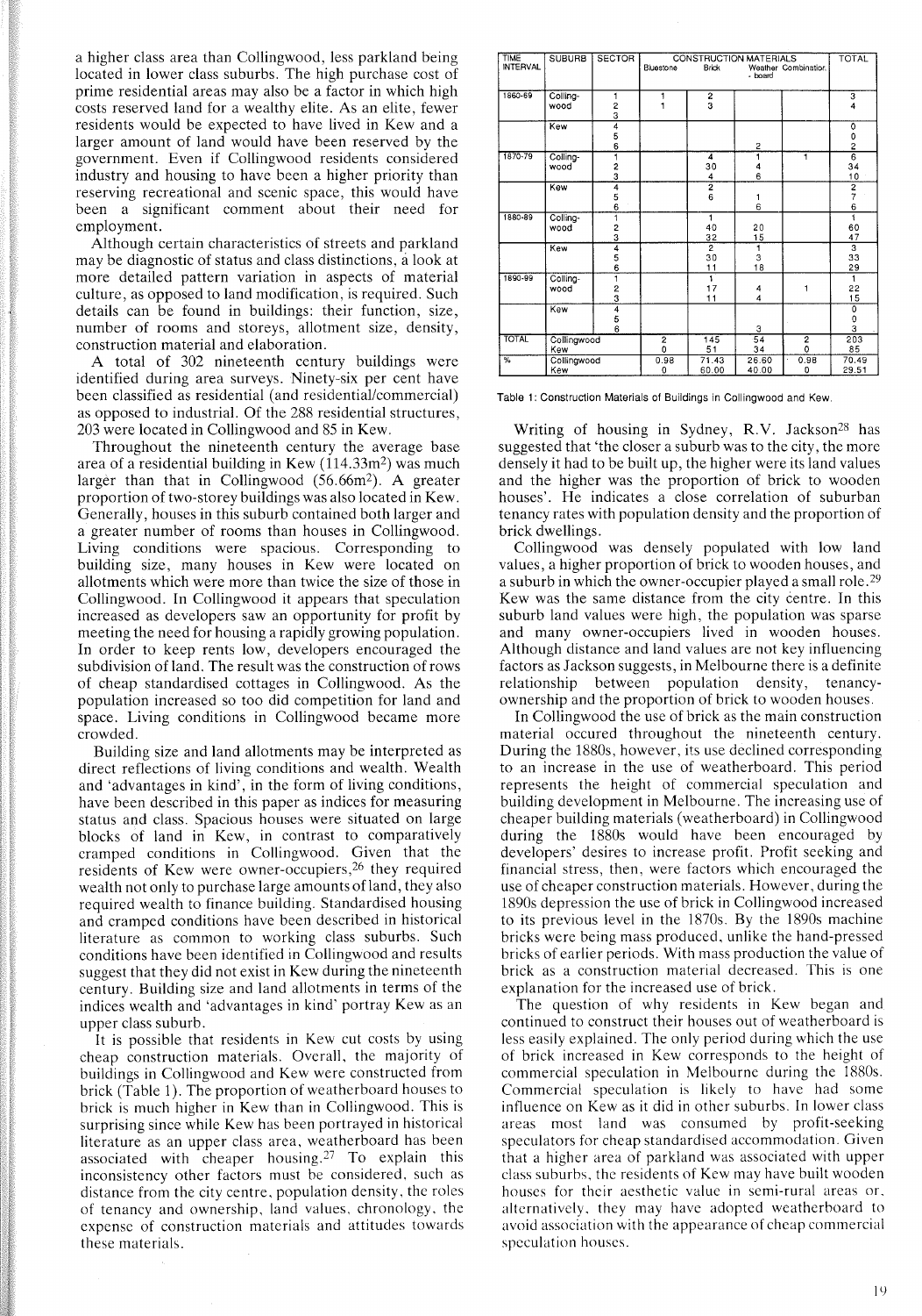a higher class area than Collingwood, less parkland being located in lower class suburbs. The high purchase cost of prime residential areas may also be a factor in which high costs reserved land for a wealthy elite. As an elite, fewer residents would be expected to have lived in Kew and a larger amount of land would have been reserved by the government. Even if Collingwood residents considered industry and housing to have been a higher priority than reserving recreational and scenic space, this would have been a significant comment about their need for employment.

Although certain characteristics of streets and parkland may be diagnostic of status and class distinctions, a look at more detailed pattern variation in aspects of material culture, as opposed to land modification, is required. Such details can be found in buildings: their function, size, number of rooms and storeys, allotment size, density, construction material and elaboration.

A total of 302 nineteenth century buildings were identified during area surveys. Ninety-six per cent have been classified as residential (and residential/commercial) as opposed to industrial. Of the 288 residential structures, 203 were located in Collingwood and 85 in Kew.

Throughout the nineteenth century the average base area of a residential building in Kew (114.33m$^2$) was much larger than that in Collingwood (56.66m$^2$). A greater proportion of two-storey buildings was also located in Kew. Generally, houses in this suburb contained both larger and a greater number of rooms than houses in Collingwood. Living conditions were spacious. Corresponding to building size, many houses in Kew were located on allotments which were more than twice the size of those in Collingwood. In Collingwood it appears that speculation increased as developers saw an opportunity for profit by meeting the need for housing a rapidly growing population. In order to keep rents low, developers encouraged the subdivision of land. The result was the construction of rows of cheap standardised cottages in Collingwood. As the population increased so too did competition for land and space. Living conditions in Collingwood became more crowded.

Building size and land allotments may be interpreted as direct reflections of living conditions and wealth. Wealth and 'advantages in kind', in the form of living conditions, have been described in this paper as indices for measuring status and class. Spacious houses were situated on large blocks of land in Kew, in contrast to comparatively cramped conditions in Collingwood. Given that the residents of Kew were owner-occupiers,[26] they required wealth not only to purchase large amounts of land, they also required wealth to finance building. Standardised housing and cramped conditions have been described in historical literature as common to working class suburbs. Such conditions have been identified in Collingwood and results suggest that they did not exist in Kew during the nineteenth century. Building size and land allotments in terms of the indices wealth and 'advantages in kind' portray Kew as an upper class suburb.

It is possible that residents in Kew cut costs by using cheap construction materials. Overall, the majority of buildings in Collingwood and Kew were constructed from brick (Table 1). The proportion of weatherboard houses to brick is much higher in Kew than in Collingwood. This is surprising since while Kew has been portrayed in historical literature as an upper class area, weatherboard has been associated with cheaper housing.[27] To explain this inconsistency other factors must be considered, such as distance from the city centre, population density, the roles of tenancy and ownership, land values, chronology, the expense of construction materials and attitudes towards these materials.

| TIME INTERVAL | SUBURB | SECTOR | CONSTRUCTION MATERIALS | | | | TOTAL |
|---|---|---|---|---|---|---|---|
| | | | Bluestone | Brick | Weather-board | Combination | |
| 1860-69 | Collingwood | 1 | 1 | 2 | | | 3 |
| | | 2 | 1 | 3 | | | 4 |
| | | 3 | | | | | |
| | Kew | 4 | | | | | 0 |
| | | 5 | | | | | 0 |
| | | 6 | | | 2 | | 2 |
| 1870-79 | Collingwood | 1 | | 4 | 1 | 1 | 6 |
| | | 2 | | 30 | 4 | | 34 |
| | | 3 | | 4 | 6 | | 10 |
| | Kew | 4 | | 2 | | | 2 |
| | | 5 | | 6 | 1 | | 7 |
| | | 6 | | | 6 | | 6 |
| 1880-89 | Collingwood | 1 | | 1 | | | 1 |
| | | 2 | | 40 | 20 | | 60 |
| | | 3 | | 32 | 15 | | 47 |
| | Kew | 4 | | 2 | 1 | | 3 |
| | | 5 | | 30 | 3 | | 33 |
| | | 6 | | 11 | 18 | | 29 |
| 1890-99 | Collingwood | 1 | | 1 | | | 1 |
| | | 2 | | 17 | 4 | 1 | 22 |
| | | 3 | | 11 | 4 | | 15 |
| | Kew | 4 | | | | | 0 |
| | | 5 | | | | | 0 |
| | | 6 | | | 3 | | 3 |
| TOTAL | Collingwood | | 2 | 145 | 54 | 2 | 203 |
| | Kew | | 0 | 51 | 34 | 0 | 85 |
| % | Collingwood | | 0.98 | 71.43 | 26.60 | 0.98 | 70.49 |
| | Kew | | 0 | 60.00 | 40.00 | 0 | 29.51 |

Table 1: Construction Materials of Buildings in Collingwood and Kew.

Writing of housing in Sydney, R.V. Jackson[28] has suggested that 'the closer a suburb was to the city, the more densely it had to be built up, the higher were its land values and the higher was the proportion of brick to wooden houses'. He indicates a close correlation of suburban tenancy rates with population density and the proportion of brick dwellings.

Collingwood was densely populated with low land values, a higher proportion of brick to wooden houses, and a suburb in which the owner-occupier played a small role.[29] Kew was the same distance from the city centre. In this suburb land values were high, the population was sparse and many owner-occupiers lived in wooden houses. Although distance and land values are not key influencing factors as Jackson suggests, in Melbourne there is a definite relationship between population density, tenancy-ownership and the proportion of brick to wooden houses.

In Collingwood the use of brick as the main construction material occured throughout the nineteenth century. During the 1880s, however, its use declined corresponding to an increase in the use of weatherboard. This period represents the height of commercial speculation and building development in Melbourne. The increasing use of cheaper building materials (weatherboard) in Collingwood during the 1880s would have been encouraged by developers' desires to increase profit. Profit seeking and financial stress, then, were factors which encouraged the use of cheaper construction materials. However, during the 1890s depression the use of brick in Collingwood increased to its previous level in the 1870s. By the 1890s machine bricks were being mass produced, unlike the hand-pressed bricks of earlier periods. With mass production the value of brick as a construction material decreased. This is one explanation for the increased use of brick.

The question of why residents in Kew began and continued to construct their houses out of weatherboard is less easily explained. The only period during which the use of brick increased in Kew corresponds to the height of commercial speculation in Melbourne during the 1880s. Commercial speculation is likely to have had some influence on Kew as it did in other suburbs. In lower class areas most land was consumed by profit-seeking speculators for cheap standardised accommodation. Given that a higher area of parkland was associated with upper class suburbs, the residents of Kew may have built wooden houses for their aesthetic value in semi-rural areas or, alternatively, they may have adopted weatherboard to avoid association with the appearance of cheap commercial speculation houses.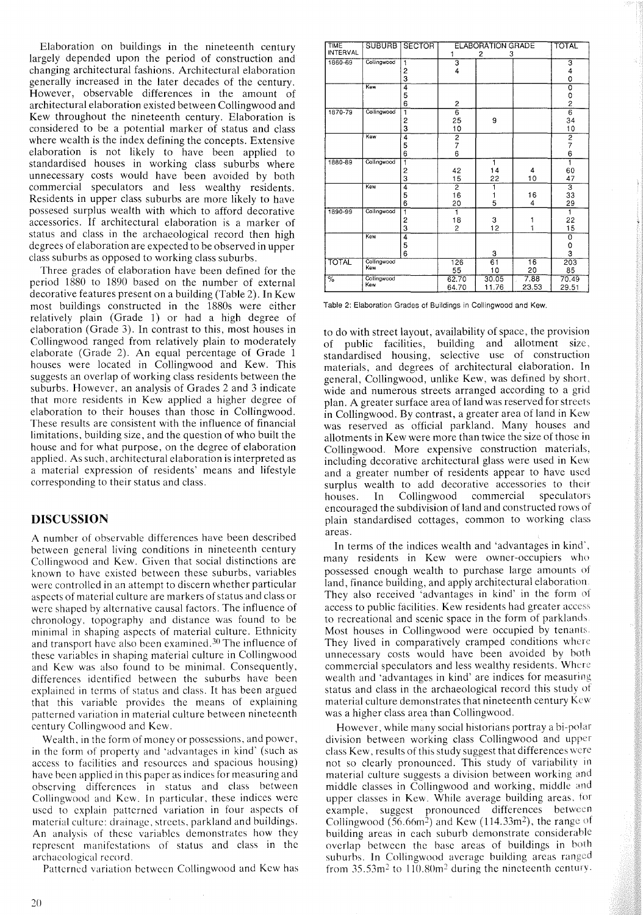Elaboration on buildings in the nineteenth century largely depended upon the period of construction and changing architectural fashions. Architectural elaboration generally increased in the later decades of the century. However, observable differences in the amount of architectural elaboration existed between Collingwood and Kew throughout the nineteenth century. Elaboration is considered to be a potential marker of status and class where wealth is the index defining the concepts. Extensive elaboration is not likely to have been applied to standardised houses in working class suburbs where unnecessary costs would have been avoided by both commercial speculators and less wealthy residents. Residents in upper class suburbs are more likely to have possesed surplus wealth with which to afford decorative accessories. If architectural elaboration is a marker of status and class in the archaeological record then high degrees of elaboration are expected to be observed in upper class suburbs as opposed to working class suburbs.

Three grades of elaboration have been defined for the period 1880 to 1890 based on the number of external decorative features present on a building (Table 2). In Kew most buildings constructed in the 1880s were either relatively plain (Grade 1) or had a high degree of elaboration (Grade 3). In contrast to this, most houses in Collingwood ranged from relatively plain to moderately elaborate (Grade 2). An equal percentage of Grade 1 houses were located in Collingwood and Kew. This suggests an overlap of working class residents between the suburbs. However, an analysis of Grades 2 and 3 indicate that more residents in Kew applied a higher degree of elaboration to their houses than those in Collingwood. These results are consistent with the influence of financial limitations, building size, and the question of who built the house and for what purpose, on the degree of elaboration applied. As such, architectural elaboration is interpreted as a material expression of residents' means and lifestyle corresponding to their status and class.

| TIME INTERVAL | SUBURB | SECTOR | ELABORATION GRADE 1 | 2 | 3 | TOTAL |
|---|---|---|---|---|---|---|
| 1860-69 | Collingwood | 1 | 3 | | | 3 |
| | | 2 | 4 | | | 4 |
| | | 3 | | | | 0 |
| | Kew | 4 | | | | 0 |
| | | 5 | | | | 0 |
| | | 6 | 2 | | | 2 |
| 1870-79 | Collingwood | 1 | 6 | | | 6 |
| | | 2 | 25 | 9 | | 34 |
| | | 3 | 10 | | | 10 |
| | Kew | 4 | 2 | | | 2 |
| | | 5 | 7 | | | 7 |
| | | 6 | 6 | | | 6 |
| 1880-89 | Collingwood | 1 | | 1 | | 1 |
| | | 2 | 42 | 14 | 4 | 60 |
| | | 3 | 15 | 22 | 10 | 47 |
| | Kew | 4 | 2 | 1 | | 3 |
| | | 5 | 16 | 1 | 16 | 33 |
| | | 6 | 20 | 5 | 4 | 29 |
| 1890-99 | Collingwood | 1 | 1 | | | 1 |
| | | 2 | 18 | 3 | 1 | 22 |
| | | 3 | 2 | 12 | 1 | 15 |
| | Kew | 4 | | | | 0 |
| | | 5 | | | | 0 |
| | | 6 | | 3 | | 3 |
| TOTAL | Collingwood | | 126 | 61 | 16 | 203 |
| | Kew | | 55 | 10 | 20 | 85 |
| % | Collingwood | | 62.70 | 30.05 | 7.88 | 70.49 |
| | Kew | | 64.70 | 11.76 | 23.53 | 29.51 |

Table 2: Elaboration Grades of Buildings in Collingwood and Kew.

## DISCUSSION

A number of observable differences have been described between general living conditions in nineteenth century Collingwood and Kew. Given that social distinctions are known to have existed between these suburbs, variables were controlled in an attempt to discern whether particular aspects of material culture are markers of status and class or were shaped by alternative causal factors. The influence of chronology, topography and distance was found to be minimal in shaping aspects of material culture. Ethnicity and transport have also been examined.[30] The influence of these variables in shaping material culture in Collingwood and Kew was also found to be minimal. Consequently, differences identified between the suburbs have been explained in terms of status and class. It has been argued that this variable provides the means of explaining patterned variation in material culture between nineteenth century Collingwood and Kew.

Wealth, in the form of money or possessions, and power, in the form of property and 'advantages in kind' (such as access to facilities and resources and spacious housing) have been applied in this paper as indices for measuring and observing differences in status and class between Collingwood and Kew. In particular, these indices were used to explain patterned variation in four aspects of material culture: drainage, streets, parkland and buildings. An analysis of these variables demonstrates how they represent manifestations of status and class in the archaeological record.

Patterned variation between Collingwood and Kew has to do with street layout, availability of space, the provision of public facilities, building and allotment size, standardised housing, selective use of construction materials, and degrees of architectural elaboration. In general, Collingwood, unlike Kew, was defined by short, wide and numerous streets arranged according to a grid plan. A greater surface area of land was reserved for streets in Collingwood. By contrast, a greater area of land in Kew was reserved as official parkland. Many houses and allotments in Kew were more than twice the size of those in Collingwood. More expensive construction materials, including decorative architectural glass were used in Kew and a greater number of residents appear to have used surplus wealth to add decorative accessories to their houses. In Collingwood commercial speculators encouraged the subdivision of land and constructed rows of plain standardised cottages, common to working class areas.

In terms of the indices wealth and 'advantages in kind', many residents in Kew were owner-occupiers who possessed enough wealth to purchase large amounts of land, finance building, and apply architectural elaboration. They also received 'advantages in kind' in the form of access to public facilities. Kew residents had greater access to recreational and scenic space in the form of parklands. Most houses in Collingwood were occupied by tenants. They lived in comparatively cramped conditions where unnecessary costs would have been avoided by both commercial speculators and less wealthy residents. Where wealth and 'advantages in kind' are indices for measuring status and class in the archaeological record this study of material culture demonstrates that nineteenth century Kew was a higher class area than Collingwood.

However, while many social historians portray a bi-polar division between working class Collingwood and upper class Kew, results of this study suggest that differences were not so clearly pronounced. This study of variability in material culture suggests a division between working and middle classes in Collingwood and working, middle and upper classes in Kew. While average building areas, for example, suggest pronounced differences between Collingwood (56.66$m^2$) and Kew (114.33$m^2$), the range of building areas in each suburb demonstrate considerable overlap between the base areas of buildings in both suburbs. In Collingwood average building areas ranged from 35.53$m^2$ to 110.80$m^2$ during the nineteenth century.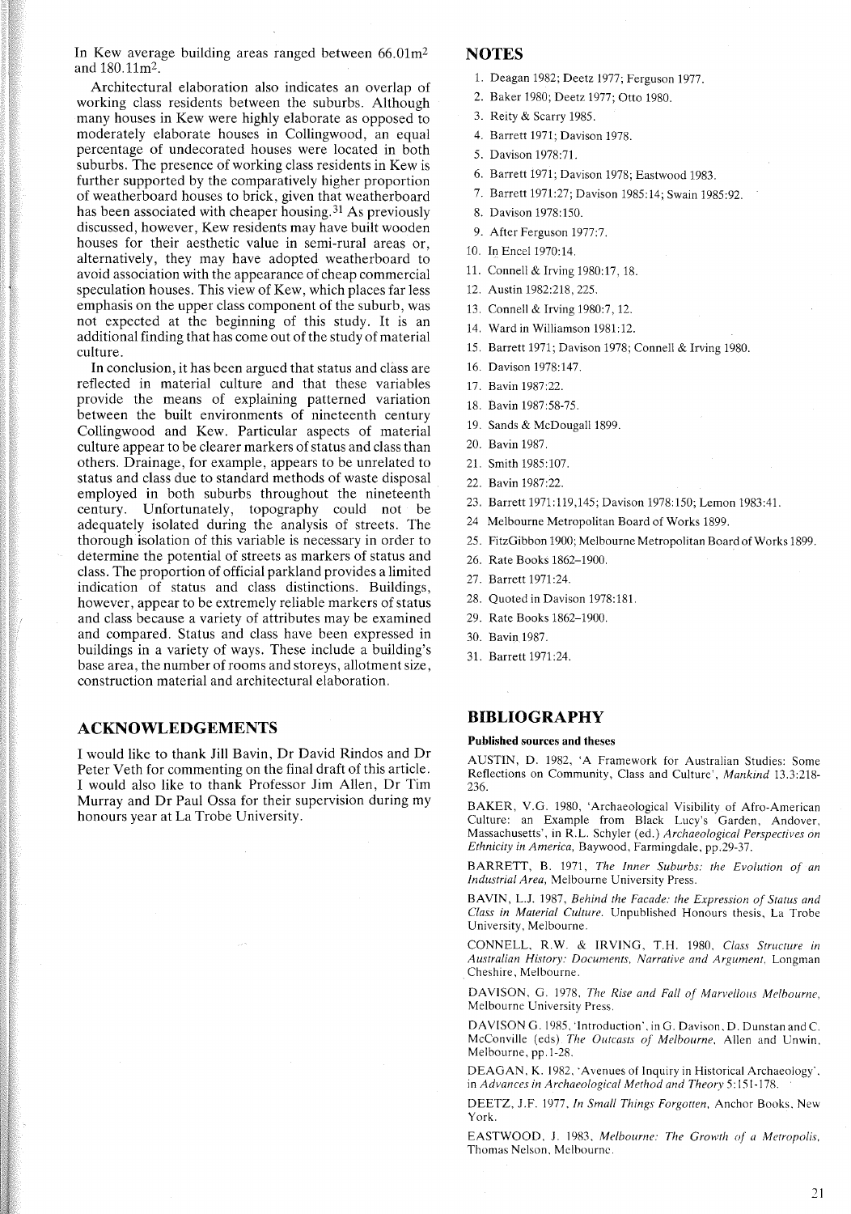In Kew average building areas ranged between 66.01m² and 180.11m².

Architectural elaboration also indicates an overlap of working class residents between the suburbs. Although many houses in Kew were highly elaborate as opposed to moderately elaborate houses in Collingwood, an equal percentage of undecorated houses were located in both suburbs. The presence of working class residents in Kew is further supported by the comparatively higher proportion of weatherboard houses to brick, given that weatherboard has been associated with cheaper housing.[31] As previously discussed, however, Kew residents may have built wooden houses for their aesthetic value in semi-rural areas or, alternatively, they may have adopted weatherboard to avoid association with the appearance of cheap commercial speculation houses. This view of Kew, which places far less emphasis on the upper class component of the suburb, was not expected at the beginning of this study. It is an additional finding that has come out of the study of material culture.

In conclusion, it has been argued that status and class are reflected in material culture and that these variables provide the means of explaining patterned variation between the built environments of nineteenth century Collingwood and Kew. Particular aspects of material culture appear to be clearer markers of status and class than others. Drainage, for example, appears to be unrelated to status and class due to standard methods of waste disposal employed in both suburbs throughout the nineteenth century. Unfortunately, topography could not be adequately isolated during the analysis of streets. The thorough isolation of this variable is necessary in order to determine the potential of streets as markers of status and class. The proportion of official parkland provides a limited indication of status and class distinctions. Buildings, however, appear to be extremely reliable markers of status and class because a variety of attributes may be examined and compared. Status and class have been expressed in buildings in a variety of ways. These include a building's base area, the number of rooms and storeys, allotment size, construction material and architectural elaboration.

## ACKNOWLEDGEMENTS

I would like to thank Jill Bavin, Dr David Rindos and Dr Peter Veth for commenting on the final draft of this article. I would also like to thank Professor Jim Allen, Dr Tim Murray and Dr Paul Ossa for their supervision during my honours year at La Trobe University.

## NOTES

1. Deagan 1982; Deetz 1977; Ferguson 1977.
2. Baker 1980; Deetz 1977; Otto 1980.
3. Reity & Scarry 1985.
4. Barrett 1971; Davison 1978.
5. Davison 1978:71.
6. Barrett 1971; Davison 1978; Eastwood 1983.
7. Barrett 1971:27; Davison 1985:14; Swain 1985:92.
8. Davison 1978:150.
9. After Ferguson 1977:7.
10. In Encel 1970:14.
11. Connell & Irving 1980:17, 18.
12. Austin 1982:218, 225.
13. Connell & Irving 1980:7, 12.
14. Ward in Williamson 1981:12.
15. Barrett 1971; Davison 1978; Connell & Irving 1980.
16. Davison 1978:147.
17. Bavin 1987:22.
18. Bavin 1987:58-75.
19. Sands & McDougall 1899.
20. Bavin 1987.
21. Smith 1985:107.
22. Bavin 1987:22.
23. Barrett 1971:119,145; Davison 1978:150; Lemon 1983:41.
24. Melbourne Metropolitan Board of Works 1899.
25. FitzGibbon 1900; Melbourne Metropolitan Board of Works 1899.
26. Rate Books 1862–1900.
27. Barrett 1971:24.
28. Quoted in Davison 1978:181.
29. Rate Books 1862–1900.
30. Bavin 1987.
31. Barrett 1971:24.

## BIBLIOGRAPHY

**Published sources and theses**

AUSTIN, D. 1982, 'A Framework for Australian Studies: Some Reflections on Community, Class and Culture', *Mankind* 13.3:218-236.

BAKER, V.G. 1980, 'Archaeological Visibility of Afro-American Culture: an Example from Black Lucy's Garden, Andover, Massachusetts', in R.L. Schyler (ed.) *Archaeological Perspectives on Ethnicity in America*, Baywood, Farmingdale, pp.29-37.

BARRETT, B. 1971, *The Inner Suburbs: the Evolution of an Industrial Area*, Melbourne University Press.

BAVIN, L.J. 1987, *Behind the Facade: the Expression of Status and Class in Material Culture*. Unpublished Honours thesis, La Trobe University, Melbourne.

CONNELL, R.W. & IRVING, T.H. 1980, *Class Structure in Australian History: Documents, Narrative and Argument*, Longman Cheshire, Melbourne.

DAVISON, G. 1978, *The Rise and Fall of Marvellous Melbourne*, Melbourne University Press.

DAVISON G. 1985, 'Introduction', in G. Davison, D. Dunstan and C. McConville (eds) *The Outcasts of Melbourne*, Allen and Unwin, Melbourne, pp.1-28.

DEAGAN, K. 1982, 'Avenues of Inquiry in Historical Archaeology', in *Advances in Archaeological Method and Theory* 5:151-178.

DEETZ, J.F. 1977, *In Small Things Forgotten*, Anchor Books, New York.

EASTWOOD, J. 1983, *Melbourne: The Growth of a Metropolis*, Thomas Nelson, Melbourne.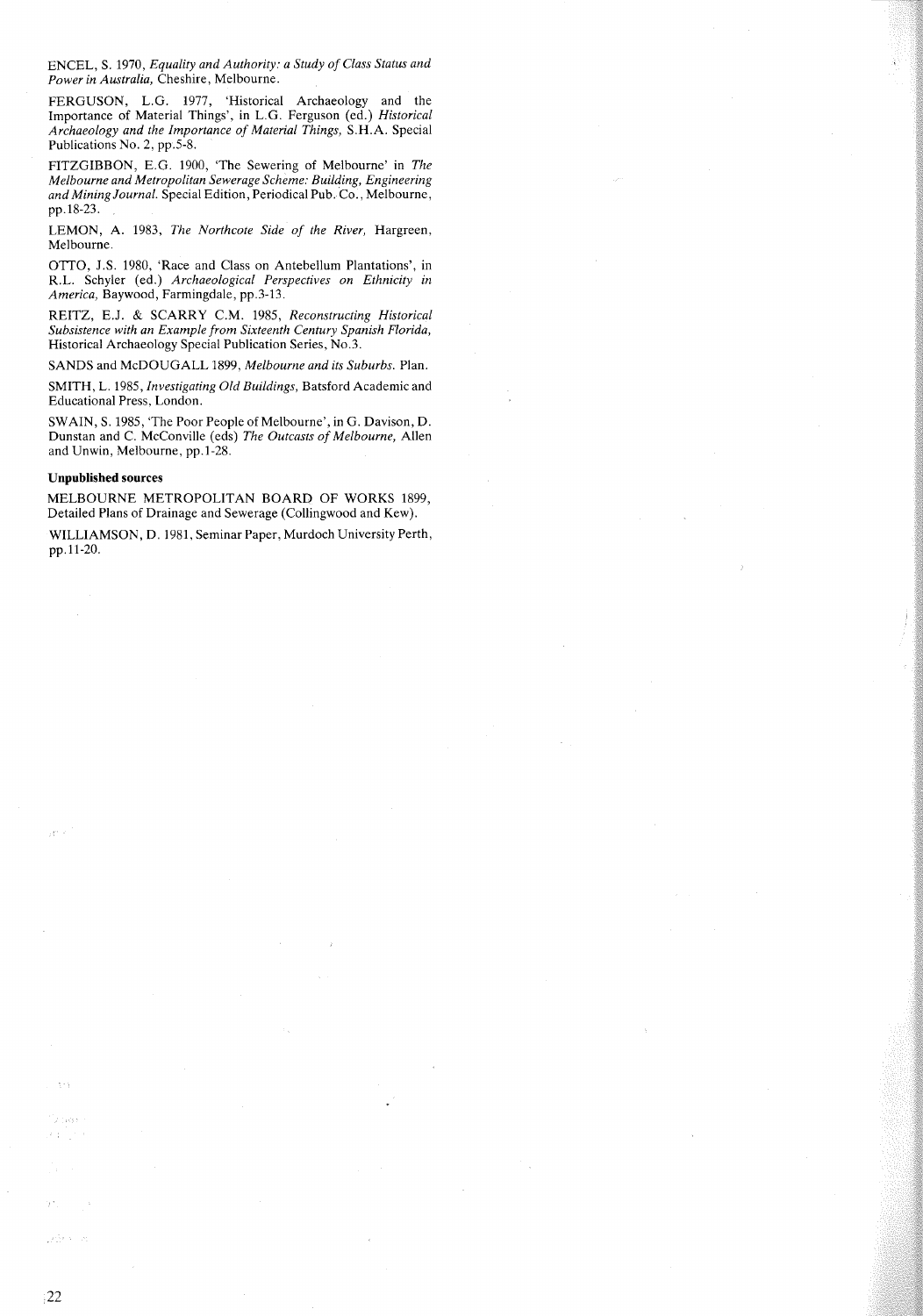ENCEL, S. 1970, *Equality and Authority: a Study of Class Status and Power in Australia,* Cheshire, Melbourne.

FERGUSON, L.G. 1977, 'Historical Archaeology and the Importance of Material Things', in L.G. Ferguson (ed.) *Historical Archaeology and the Importance of Material Things,* S.H.A. Special Publications No. 2, pp.5-8.

FITZGIBBON, E.G. 1900, 'The Sewering of Melbourne' in *The Melbourne and Metropolitan Sewerage Scheme: Building, Engineering and Mining Journal.* Special Edition, Periodical Pub. Co., Melbourne, pp.18-23.

LEMON, A. 1983, *The Northcote Side of the River,* Hargreen, Melbourne.

OTTO, J.S. 1980, 'Race and Class on Antebellum Plantations', in R.L. Schyler (ed.) *Archaeological Perspectives on Ethnicity in America,* Baywood, Farmingdale, pp.3-13.

REITZ, E.J. & SCARRY C.M. 1985, *Reconstructing Historical Subsistence with an Example from Sixteenth Century Spanish Florida,* Historical Archaeology Special Publication Series, No.3.

SANDS and McDOUGALL 1899, *Melbourne and its Suburbs.* Plan.

SMITH, L. 1985, *Investigating Old Buildings,* Batsford Academic and Educational Press, London.

SWAIN, S. 1985, 'The Poor People of Melbourne', in G. Davison, D. Dunstan and C. McConville (eds) *The Outcasts of Melbourne,* Allen and Unwin, Melbourne, pp.1-28.

**Unpublished sources**

MELBOURNE METROPOLITAN BOARD OF WORKS 1899, Detailed Plans of Drainage and Sewerage (Collingwood and Kew).

WILLIAMSON, D. 1981, Seminar Paper, Murdoch University Perth, pp.11-20.